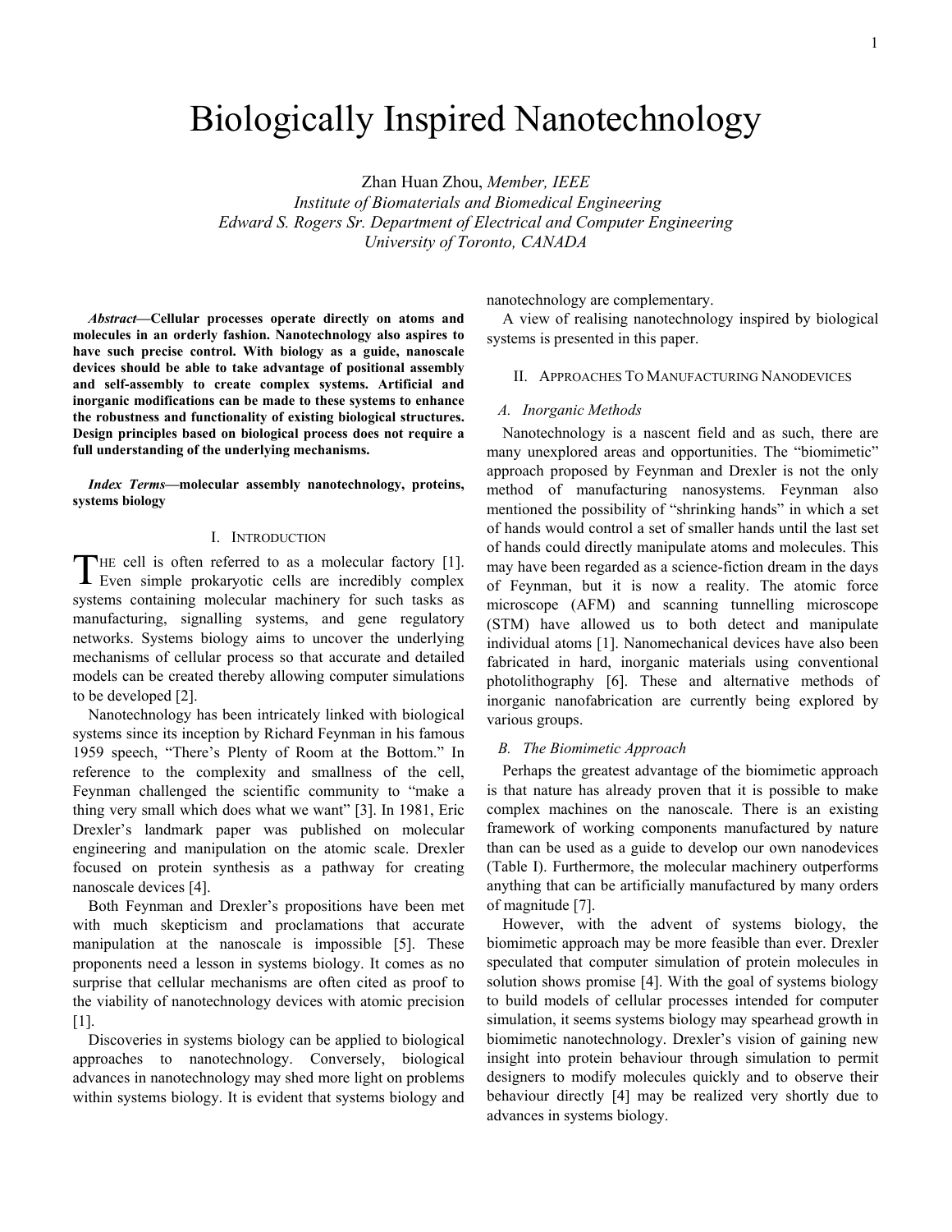# Biologically Inspired Nanotechnology

Zhan Huan Zhou, *Member, IEEE*
*Institute of Biomaterials and Biomedical Engineering*
*Edward S. Rogers Sr. Department of Electrical and Computer Engineering*
*University of Toronto, CANADA*

***Abstract*—Cellular processes operate directly on atoms and molecules in an orderly fashion. Nanotechnology also aspires to have such precise control. With biology as a guide, nanoscale devices should be able to take advantage of positional assembly and self-assembly to create complex systems. Artificial and inorganic modifications can be made to these systems to enhance the robustness and functionality of existing biological structures. Design principles based on biological process does not require a full understanding of the underlying mechanisms.**

***Index Terms*—molecular assembly nanotechnology, proteins, systems biology**

## I. Introduction

The cell is often referred to as a molecular factory [1]. Even simple prokaryotic cells are incredibly complex systems containing molecular machinery for such tasks as manufacturing, signalling systems, and gene regulatory networks. Systems biology aims to uncover the underlying mechanisms of cellular process so that accurate and detailed models can be created thereby allowing computer simulations to be developed [2].

Nanotechnology has been intricately linked with biological systems since its inception by Richard Feynman in his famous 1959 speech, "There's Plenty of Room at the Bottom." In reference to the complexity and smallness of the cell, Feynman challenged the scientific community to "make a thing very small which does what we want" [3]. In 1981, Eric Drexler's landmark paper was published on molecular engineering and manipulation on the atomic scale. Drexler focused on protein synthesis as a pathway for creating nanoscale devices [4].

Both Feynman and Drexler's propositions have been met with much skepticism and proclamations that accurate manipulation at the nanoscale is impossible [5]. These proponents need a lesson in systems biology. It comes as no surprise that cellular mechanisms are often cited as proof to the viability of nanotechnology devices with atomic precision [1].

Discoveries in systems biology can be applied to biological approaches to nanotechnology. Conversely, biological advances in nanotechnology may shed more light on problems within systems biology. It is evident that systems biology and nanotechnology are complementary.

A view of realising nanotechnology inspired by biological systems is presented in this paper.

## II. Approaches To Manufacturing Nanodevices

### *A. Inorganic Methods*

Nanotechnology is a nascent field and as such, there are many unexplored areas and opportunities. The "biomimetic" approach proposed by Feynman and Drexler is not the only method of manufacturing nanosystems. Feynman also mentioned the possibility of "shrinking hands" in which a set of hands would control a set of smaller hands until the last set of hands could directly manipulate atoms and molecules. This may have been regarded as a science-fiction dream in the days of Feynman, but it is now a reality. The atomic force microscope (AFM) and scanning tunnelling microscope (STM) have allowed us to both detect and manipulate individual atoms [1]. Nanomechanical devices have also been fabricated in hard, inorganic materials using conventional photolithography [6]. These and alternative methods of inorganic nanofabrication are currently being explored by various groups.

### *B. The Biomimetic Approach*

Perhaps the greatest advantage of the biomimetic approach is that nature has already proven that it is possible to make complex machines on the nanoscale. There is an existing framework of working components manufactured by nature than can be used as a guide to develop our own nanodevices (Table I). Furthermore, the molecular machinery outperforms anything that can be artificially manufactured by many orders of magnitude [7].

However, with the advent of systems biology, the biomimetic approach may be more feasible than ever. Drexler speculated that computer simulation of protein molecules in solution shows promise [4]. With the goal of systems biology to build models of cellular processes intended for computer simulation, it seems systems biology may spearhead growth in biomimetic nanotechnology. Drexler's vision of gaining new insight into protein behaviour through simulation to permit designers to modify molecules quickly and to observe their behaviour directly [4] may be realized very shortly due to advances in systems biology.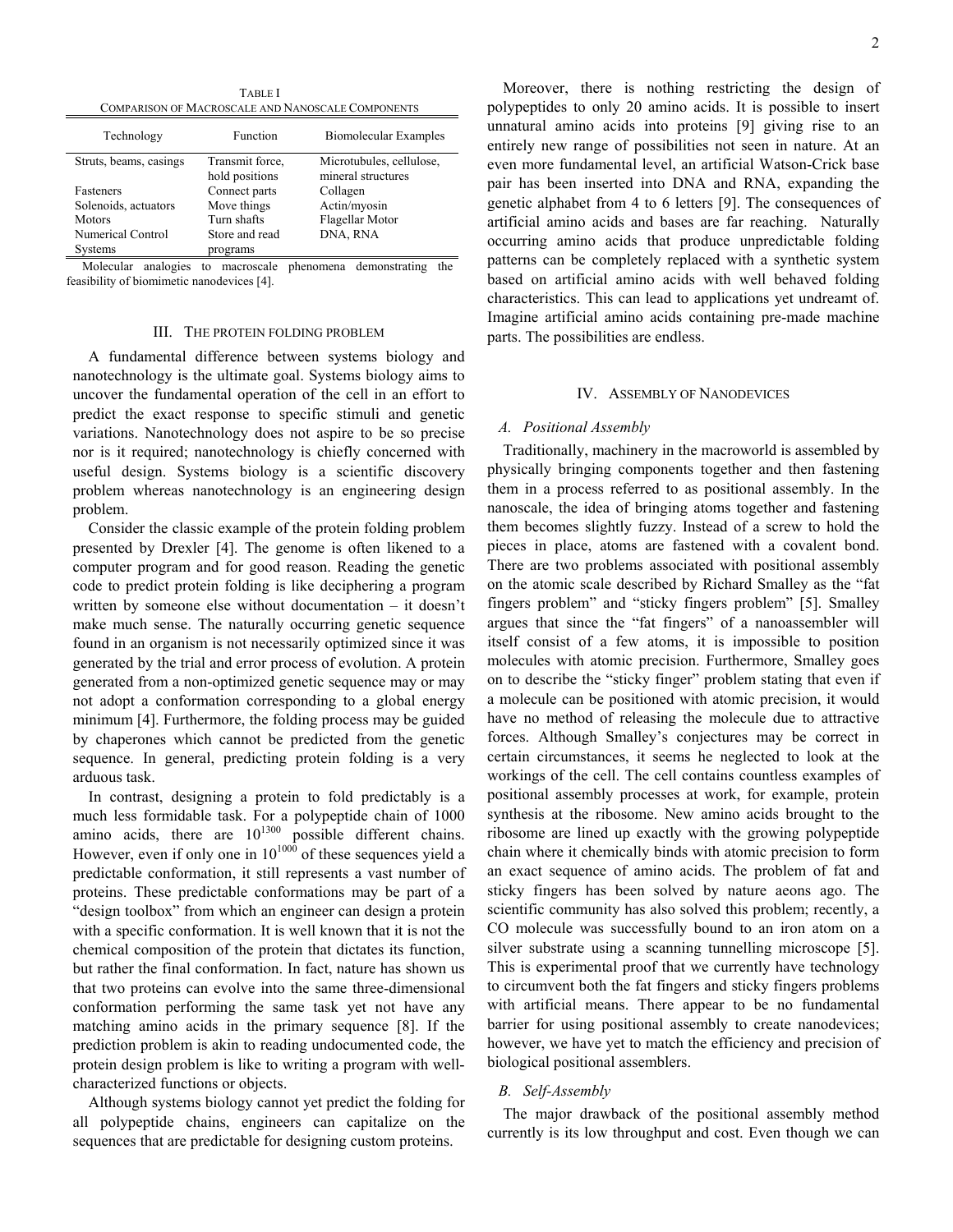TABLE I
COMPARISON OF MACROSCALE AND NANOSCALE COMPONENTS

| Technology | Function | Biomolecular Examples |
| --- | --- | --- |
| Struts, beams, casings | Transmit force, hold positions | Microtubules, cellulose, mineral structures |
| Fasteners | Connect parts | Collagen |
| Solenoids, actuators | Move things | Actin/myosin |
| Motors | Turn shafts | Flagellar Motor |
| Numerical Control Systems | Store and read programs | DNA, RNA |

Molecular analogies to macroscale phenomena demonstrating the feasibility of biomimetic nanodevices [4].

## III. The Protein Folding Problem

A fundamental difference between systems biology and nanotechnology is the ultimate goal. Systems biology aims to uncover the fundamental operation of the cell in an effort to predict the exact response to specific stimuli and genetic variations. Nanotechnology does not aspire to be so precise nor is it required; nanotechnology is chiefly concerned with useful design. Systems biology is a scientific discovery problem whereas nanotechnology is an engineering design problem.

Consider the classic example of the protein folding problem presented by Drexler [4]. The genome is often likened to a computer program and for good reason. Reading the genetic code to predict protein folding is like deciphering a program written by someone else without documentation – it doesn't make much sense. The naturally occurring genetic sequence found in an organism is not necessarily optimized since it was generated by the trial and error process of evolution. A protein generated from a non-optimized genetic sequence may or may not adopt a conformation corresponding to a global energy minimum [4]. Furthermore, the folding process may be guided by chaperones which cannot be predicted from the genetic sequence. In general, predicting protein folding is a very arduous task.

In contrast, designing a protein to fold predictably is a much less formidable task. For a polypeptide chain of 1000 amino acids, there are $10^{1300}$ possible different chains. However, even if only one in $10^{1000}$ of these sequences yield a predictable conformation, it still represents a vast number of proteins. These predictable conformations may be part of a "design toolbox" from which an engineer can design a protein with a specific conformation. It is well known that it is not the chemical composition of the protein that dictates its function, but rather the final conformation. In fact, nature has shown us that two proteins can evolve into the same three-dimensional conformation performing the same task yet not have any matching amino acids in the primary sequence [8]. If the prediction problem is akin to reading undocumented code, the protein design problem is like to writing a program with well-characterized functions or objects.

Although systems biology cannot yet predict the folding for all polypeptide chains, engineers can capitalize on the sequences that are predictable for designing custom proteins.

Moreover, there is nothing restricting the design of polypeptides to only 20 amino acids. It is possible to insert unnatural amino acids into proteins [9] giving rise to an entirely new range of possibilities not seen in nature. At an even more fundamental level, an artificial Watson-Crick base pair has been inserted into DNA and RNA, expanding the genetic alphabet from 4 to 6 letters [9]. The consequences of artificial amino acids and bases are far reaching. Naturally occurring amino acids that produce unpredictable folding patterns can be completely replaced with a synthetic system based on artificial amino acids with well behaved folding characteristics. This can lead to applications yet undreamt of. Imagine artificial amino acids containing pre-made machine parts. The possibilities are endless.

## IV. Assembly of Nanodevices

### A. Positional Assembly

Traditionally, machinery in the macroworld is assembled by physically bringing components together and then fastening them in a process referred to as positional assembly. In the nanoscale, the idea of bringing atoms together and fastening them becomes slightly fuzzy. Instead of a screw to hold the pieces in place, atoms are fastened with a covalent bond. There are two problems associated with positional assembly on the atomic scale described by Richard Smalley as the "fat fingers problem" and "sticky fingers problem" [5]. Smalley argues that since the "fat fingers" of a nanoassembler will itself consist of a few atoms, it is impossible to position molecules with atomic precision. Furthermore, Smalley goes on to describe the "sticky finger" problem stating that even if a molecule can be positioned with atomic precision, it would have no method of releasing the molecule due to attractive forces. Although Smalley's conjectures may be correct in certain circumstances, it seems he neglected to look at the workings of the cell. The cell contains countless examples of positional assembly processes at work, for example, protein synthesis at the ribosome. New amino acids brought to the ribosome are lined up exactly with the growing polypeptide chain where it chemically binds with atomic precision to form an exact sequence of amino acids. The problem of fat and sticky fingers has been solved by nature aeons ago. The scientific community has also solved this problem; recently, a CO molecule was successfully bound to an iron atom on a silver substrate using a scanning tunnelling microscope [5]. This is experimental proof that we currently have technology to circumvent both the fat fingers and sticky fingers problems with artificial means. There appear to be no fundamental barrier for using positional assembly to create nanodevices; however, we have yet to match the efficiency and precision of biological positional assemblers.

### B. Self-Assembly

The major drawback of the positional assembly method currently is its low throughput and cost. Even though we can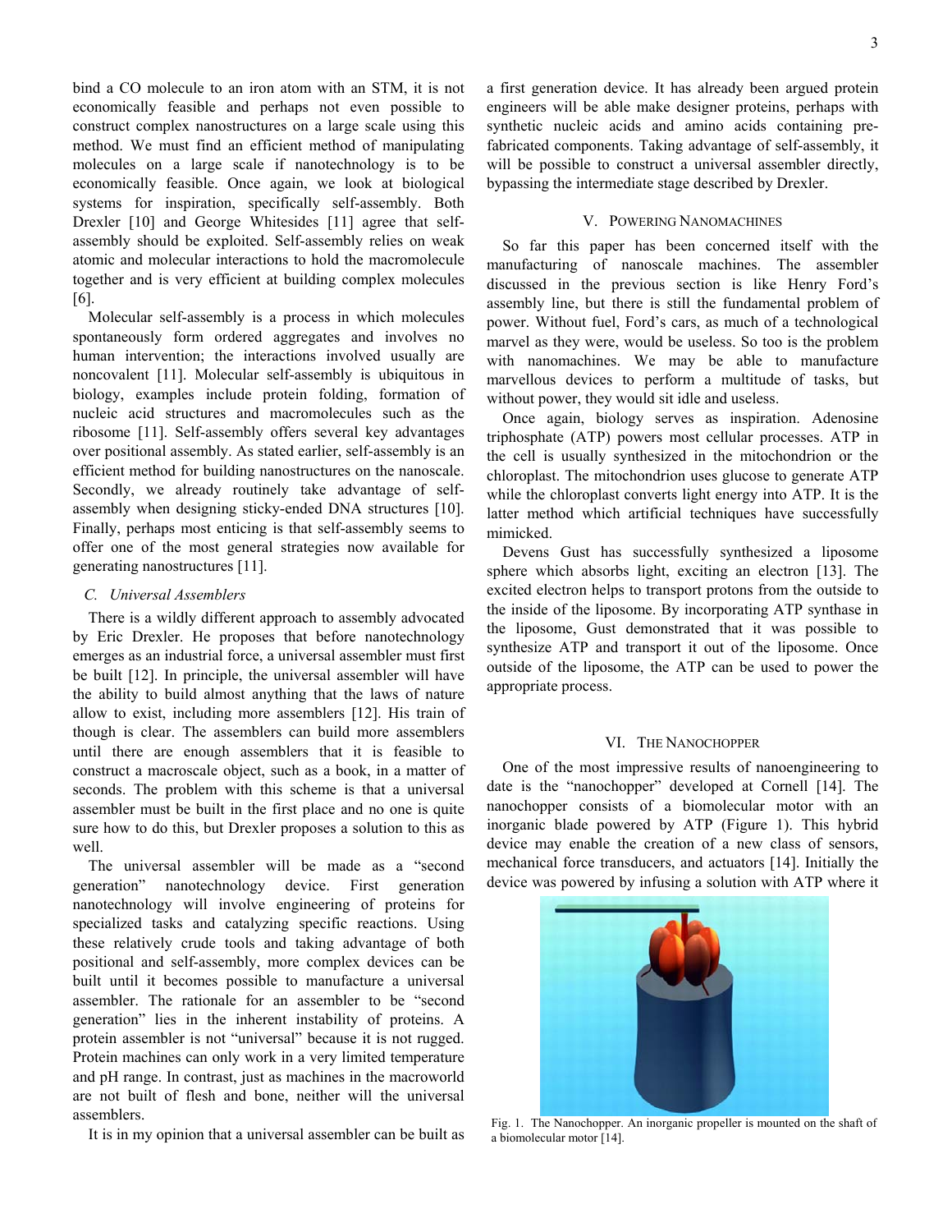bind a CO molecule to an iron atom with an STM, it is not economically feasible and perhaps not even possible to construct complex nanostructures on a large scale using this method. We must find an efficient method of manipulating molecules on a large scale if nanotechnology is to be economically feasible. Once again, we look at biological systems for inspiration, specifically self-assembly. Both Drexler [10] and George Whitesides [11] agree that self-assembly should be exploited. Self-assembly relies on weak atomic and molecular interactions to hold the macromolecule together and is very efficient at building complex molecules [6].

Molecular self-assembly is a process in which molecules spontaneously form ordered aggregates and involves no human intervention; the interactions involved usually are noncovalent [11]. Molecular self-assembly is ubiquitous in biology, examples include protein folding, formation of nucleic acid structures and macromolecules such as the ribosome [11]. Self-assembly offers several key advantages over positional assembly. As stated earlier, self-assembly is an efficient method for building nanostructures on the nanoscale. Secondly, we already routinely take advantage of self-assembly when designing sticky-ended DNA structures [10]. Finally, perhaps most enticing is that self-assembly seems to offer one of the most general strategies now available for generating nanostructures [11].

### C. *Universal Assemblers*

There is a wildly different approach to assembly advocated by Eric Drexler. He proposes that before nanotechnology emerges as an industrial force, a universal assembler must first be built [12]. In principle, the universal assembler will have the ability to build almost anything that the laws of nature allow to exist, including more assemblers [12]. His train of though is clear. The assemblers can build more assemblers until there are enough assemblers that it is feasible to construct a macroscale object, such as a book, in a matter of seconds. The problem with this scheme is that a universal assembler must be built in the first place and no one is quite sure how to do this, but Drexler proposes a solution to this as well.

The universal assembler will be made as a "second generation" nanotechnology device. First generation nanotechnology will involve engineering of proteins for specialized tasks and catalyzing specific reactions. Using these relatively crude tools and taking advantage of both positional and self-assembly, more complex devices can be built until it becomes possible to manufacture a universal assembler. The rationale for an assembler to be "second generation" lies in the inherent instability of proteins. A protein assembler is not "universal" because it is not rugged. Protein machines can only work in a very limited temperature and pH range. In contrast, just as machines in the macroworld are not built of flesh and bone, neither will the universal assemblers.

It is in my opinion that a universal assembler can be built as a first generation device. It has already been argued protein engineers will be able make designer proteins, perhaps with synthetic nucleic acids and amino acids containing pre-fabricated components. Taking advantage of self-assembly, it will be possible to construct a universal assembler directly, bypassing the intermediate stage described by Drexler.

## V. Powering Nanomachines

So far this paper has been concerned itself with the manufacturing of nanoscale machines. The assembler discussed in the previous section is like Henry Ford's assembly line, but there is still the fundamental problem of power. Without fuel, Ford's cars, as much of a technological marvel as they were, would be useless. So too is the problem with nanomachines. We may be able to manufacture marvellous devices to perform a multitude of tasks, but without power, they would sit idle and useless.

Once again, biology serves as inspiration. Adenosine triphosphate (ATP) powers most cellular processes. ATP in the cell is usually synthesized in the mitochondrion or the chloroplast. The mitochondrion uses glucose to generate ATP while the chloroplast converts light energy into ATP. It is the latter method which artificial techniques have successfully mimicked.

Devens Gust has successfully synthesized a liposome sphere which absorbs light, exciting an electron [13]. The excited electron helps to transport protons from the outside to the inside of the liposome. By incorporating ATP synthase in the liposome, Gust demonstrated that it was possible to synthesize ATP and transport it out of the liposome. Once outside of the liposome, the ATP can be used to power the appropriate process.

## VI. The Nanochopper

One of the most impressive results of nanoengineering to date is the "nanochopper" developed at Cornell [14]. The nanochopper consists of a biomolecular motor with an inorganic blade powered by ATP (Figure 1). This hybrid device may enable the creation of a new class of sensors, mechanical force transducers, and actuators [14]. Initially the device was powered by infusing a solution with ATP where it

Fig. 1. The Nanochopper. An inorganic propeller is mounted on the shaft of a biomolecular motor [14].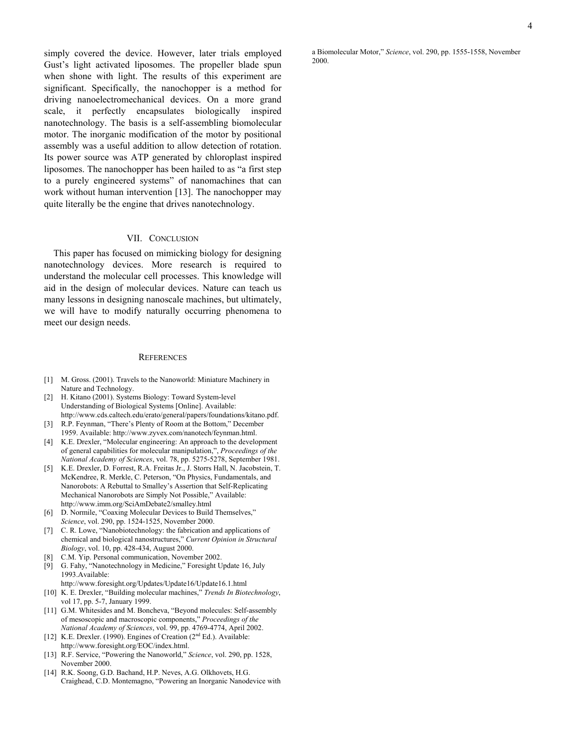simply covered the device. However, later trials employed Gust's light activated liposomes. The propeller blade spun when shone with light. The results of this experiment are significant. Specifically, the nanochopper is a method for driving nanoelectromechanical devices. On a more grand scale, it perfectly encapsulates biologically inspired nanotechnology. The basis is a self-assembling biomolecular motor. The inorganic modification of the motor by positional assembly was a useful addition to allow detection of rotation. Its power source was ATP generated by chloroplast inspired liposomes. The nanochopper has been hailed to as "a first step to a purely engineered systems" of nanomachines that can work without human intervention [13]. The nanochopper may quite literally be the engine that drives nanotechnology.

## VII. Conclusion

This paper has focused on mimicking biology for designing nanotechnology devices. More research is required to understand the molecular cell processes. This knowledge will aid in the design of molecular devices. Nature can teach us many lessons in designing nanoscale machines, but ultimately, we will have to modify naturally occurring phenomena to meet our design needs.

## References

[1] M. Gross. (2001). Travels to the Nanoworld: Miniature Machinery in Nature and Technology.

[2] H. Kitano (2001). Systems Biology: Toward System-level Understanding of Biological Systems [Online]. Available: http://www.cds.caltech.edu/erato/general/papers/foundations/kitano.pdf.

[3] R.P. Feynman, "There's Plenty of Room at the Bottom," December 1959. Available: http://www.zyvex.com/nanotech/feynman.html.

[4] K.E. Drexler, "Molecular engineering: An approach to the development of general capabilities for molecular manipulation,", *Proceedings of the National Academy of Sciences*, vol. 78, pp. 5275-5278, September 1981.

[5] K.E. Drexler, D. Forrest, R.A. Freitas Jr., J. Storrs Hall, N. Jacobstein, T. McKendree, R. Merkle, C. Peterson, "On Physics, Fundamentals, and Nanorobots: A Rebuttal to Smalley's Assertion that Self-Replicating Mechanical Nanorobots are Simply Not Possible," Available: http://www.imm.org/SciAmDebate2/smalley.html

[6] D. Normile, "Coaxing Molecular Devices to Build Themselves," *Science*, vol. 290, pp. 1524-1525, November 2000.

[7] C. R. Lowe, "Nanobiotechnology: the fabrication and applications of chemical and biological nanostructures," *Current Opinion in Structural Biology*, vol. 10, pp. 428-434, August 2000.

[8] C.M. Yip. Personal communication, November 2002.

[9] G. Fahy, "Nanotechnology in Medicine," Foresight Update 16, July 1993.Available: http://www.foresight.org/Updates/Update16/Update16.1.html

[10] K. E. Drexler, "Building molecular machines," *Trends In Biotechnology*, vol 17, pp. 5-7, January 1999.

[11] G.M. Whitesides and M. Boncheva, "Beyond molecules: Self-assembly of mesoscopic and macroscopic components," *Proceedings of the National Academy of Sciences*, vol. 99, pp. 4769-4774, April 2002.

[12] K.E. Drexler. (1990). Engines of Creation (2nd Ed.). Available: http://www.foresight.org/EOC/index.html.

[13] R.F. Service, "Powering the Nanoworld," *Science*, vol. 290, pp. 1528, November 2000.

[14] R.K. Soong, G.D. Bachand, H.P. Neves, A.G. Olkhovets, H.G. Craighead, C.D. Montemagno, "Powering an Inorganic Nanodevice with a Biomolecular Motor," *Science*, vol. 290, pp. 1555-1558, November 2000.